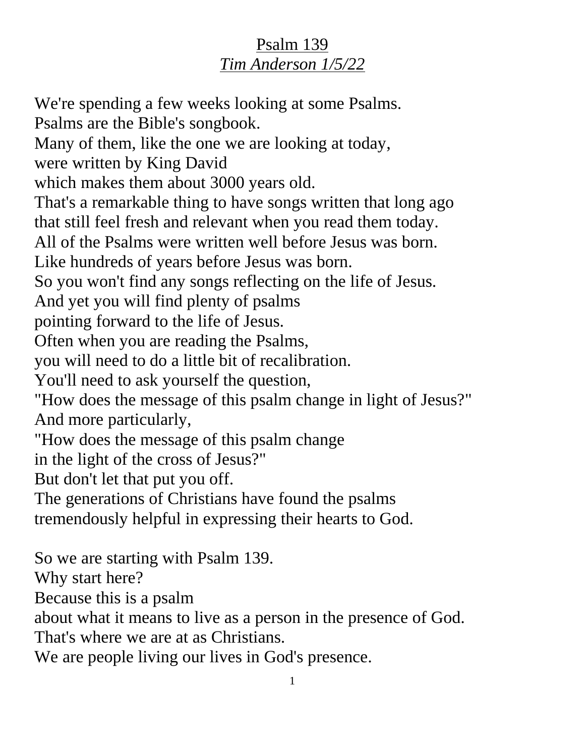# Psalm 139

## *Tim Anderson 1/5/22*

We're spending a few weeks looking at some Psalms.
Psalms are the Bible's songbook.
Many of them, like the one we are looking at today,
were written by King David
which makes them about 3000 years old.
That's a remarkable thing to have songs written that long ago
that still feel fresh and relevant when you read them today.
All of the Psalms were written well before Jesus was born.
Like hundreds of years before Jesus was born.
So you won't find any songs reflecting on the life of Jesus.
And yet you will find plenty of psalms
pointing forward to the life of Jesus.
Often when you are reading the Psalms,
you will need to do a little bit of recalibration.
You'll need to ask yourself the question,
"How does the message of this psalm change in light of Jesus?"
And more particularly,
"How does the message of this psalm change
in the light of the cross of Jesus?"
But don't let that put you off.
The generations of Christians have found the psalms
tremendously helpful in expressing their hearts to God.

So we are starting with Psalm 139.
Why start here?
Because this is a psalm
about what it means to live as a person in the presence of God.
That's where we are at as Christians.
We are people living our lives in God's presence.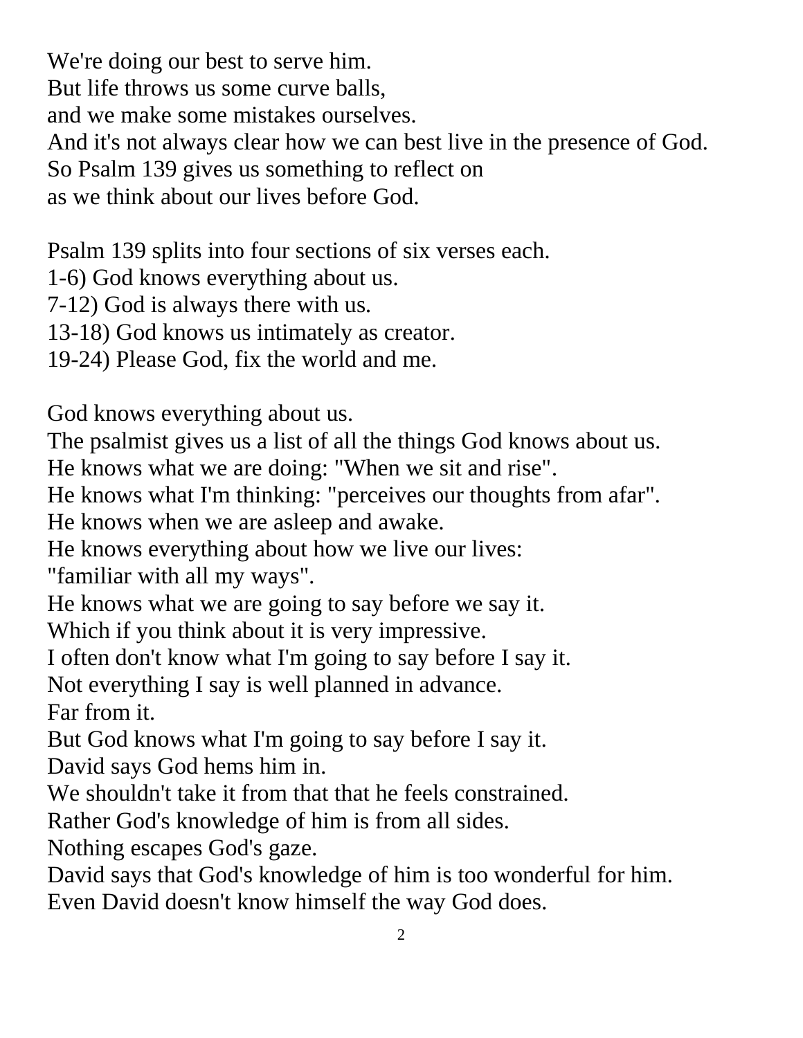We're doing our best to serve him.
But life throws us some curve balls,
and we make some mistakes ourselves.
And it's not always clear how we can best live in the presence of God.
So Psalm 139 gives us something to reflect on
as we think about our lives before God.

Psalm 139 splits into four sections of six verses each.
1-6) God knows everything about us.
7-12) God is always there with us.
13-18) God knows us intimately as creator.
19-24) Please God, fix the world and me.

God knows everything about us.
The psalmist gives us a list of all the things God knows about us.
He knows what we are doing: "When we sit and rise".
He knows what I'm thinking: "perceives our thoughts from afar".
He knows when we are asleep and awake.
He knows everything about how we live our lives:
"familiar with all my ways".
He knows what we are going to say before we say it.
Which if you think about it is very impressive.
I often don't know what I'm going to say before I say it.
Not everything I say is well planned in advance.
Far from it.
But God knows what I'm going to say before I say it.
David says God hems him in.
We shouldn't take it from that that he feels constrained.
Rather God's knowledge of him is from all sides.
Nothing escapes God's gaze.
David says that God's knowledge of him is too wonderful for him.
Even David doesn't know himself the way God does.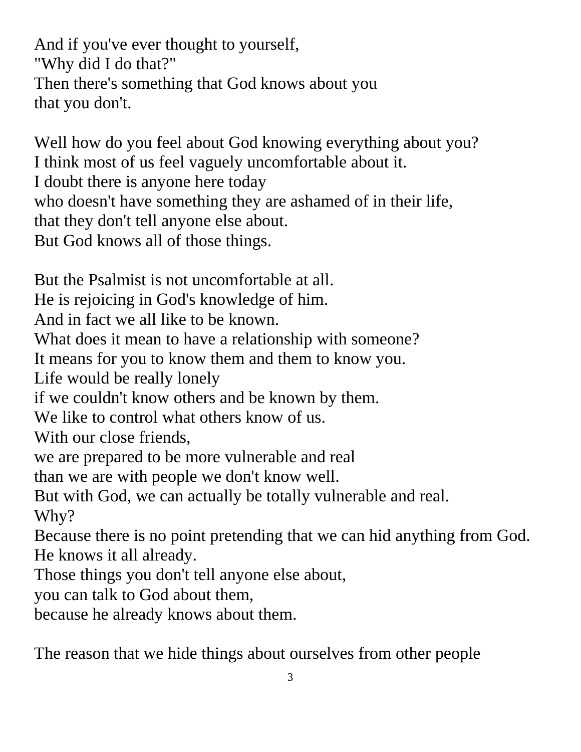And if you've ever thought to yourself,
"Why did I do that?"
Then there's something that God knows about you
that you don't.

Well how do you feel about God knowing everything about you?
I think most of us feel vaguely uncomfortable about it.
I doubt there is anyone here today
who doesn't have something they are ashamed of in their life,
that they don't tell anyone else about.
But God knows all of those things.

But the Psalmist is not uncomfortable at all.
He is rejoicing in God's knowledge of him.
And in fact we all like to be known.
What does it mean to have a relationship with someone?
It means for you to know them and them to know you.
Life would be really lonely
if we couldn't know others and be known by them.
We like to control what others know of us.
With our close friends,
we are prepared to be more vulnerable and real
than we are with people we don't know well.
But with God, we can actually be totally vulnerable and real.
Why?
Because there is no point pretending that we can hid anything from God.
He knows it all already.
Those things you don't tell anyone else about,
you can talk to God about them,
because he already knows about them.

The reason that we hide things about ourselves from other people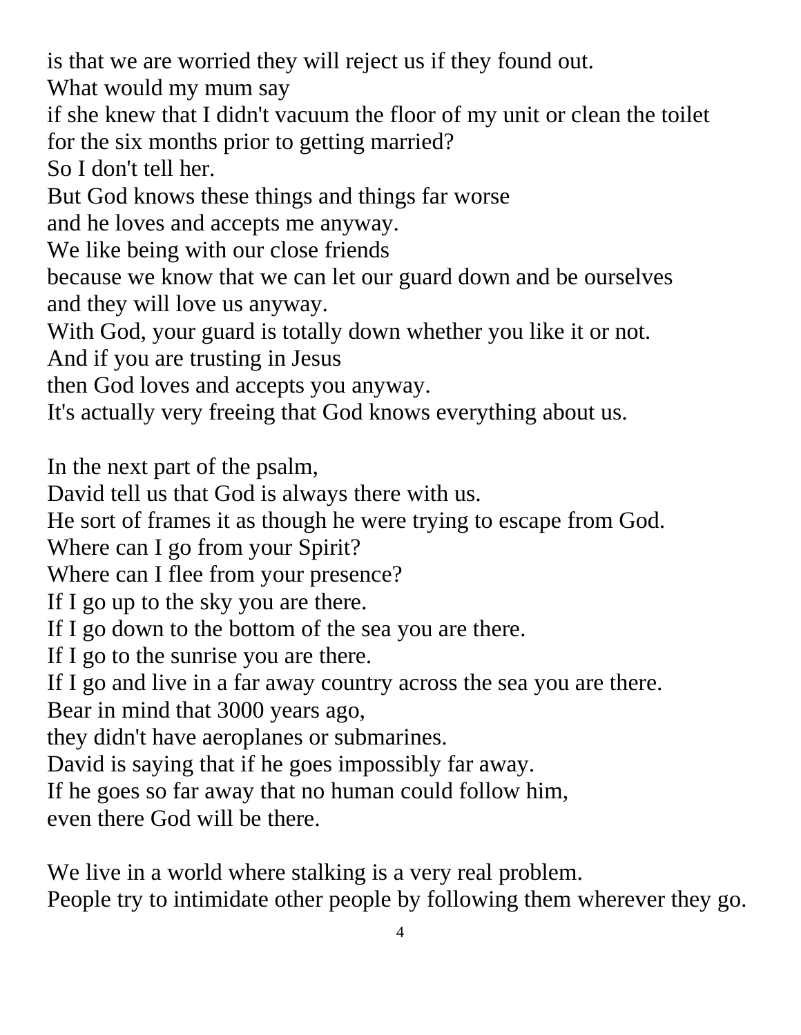is that we are worried they will reject us if they found out.
What would my mum say
if she knew that I didn't vacuum the floor of my unit or clean the toilet
for the six months prior to getting married?
So I don't tell her.
But God knows these things and things far worse
and he loves and accepts me anyway.
We like being with our close friends
because we know that we can let our guard down and be ourselves
and they will love us anyway.
With God, your guard is totally down whether you like it or not.
And if you are trusting in Jesus
then God loves and accepts you anyway.
It's actually very freeing that God knows everything about us.

In the next part of the psalm,
David tell us that God is always there with us.
He sort of frames it as though he were trying to escape from God.
Where can I go from your Spirit?
Where can I flee from your presence?
If I go up to the sky you are there.
If I go down to the bottom of the sea you are there.
If I go to the sunrise you are there.
If I go and live in a far away country across the sea you are there.
Bear in mind that 3000 years ago,
they didn't have aeroplanes or submarines.
David is saying that if he goes impossibly far away.
If he goes so far away that no human could follow him,
even there God will be there.

We live in a world where stalking is a very real problem.
People try to intimidate other people by following them wherever they go.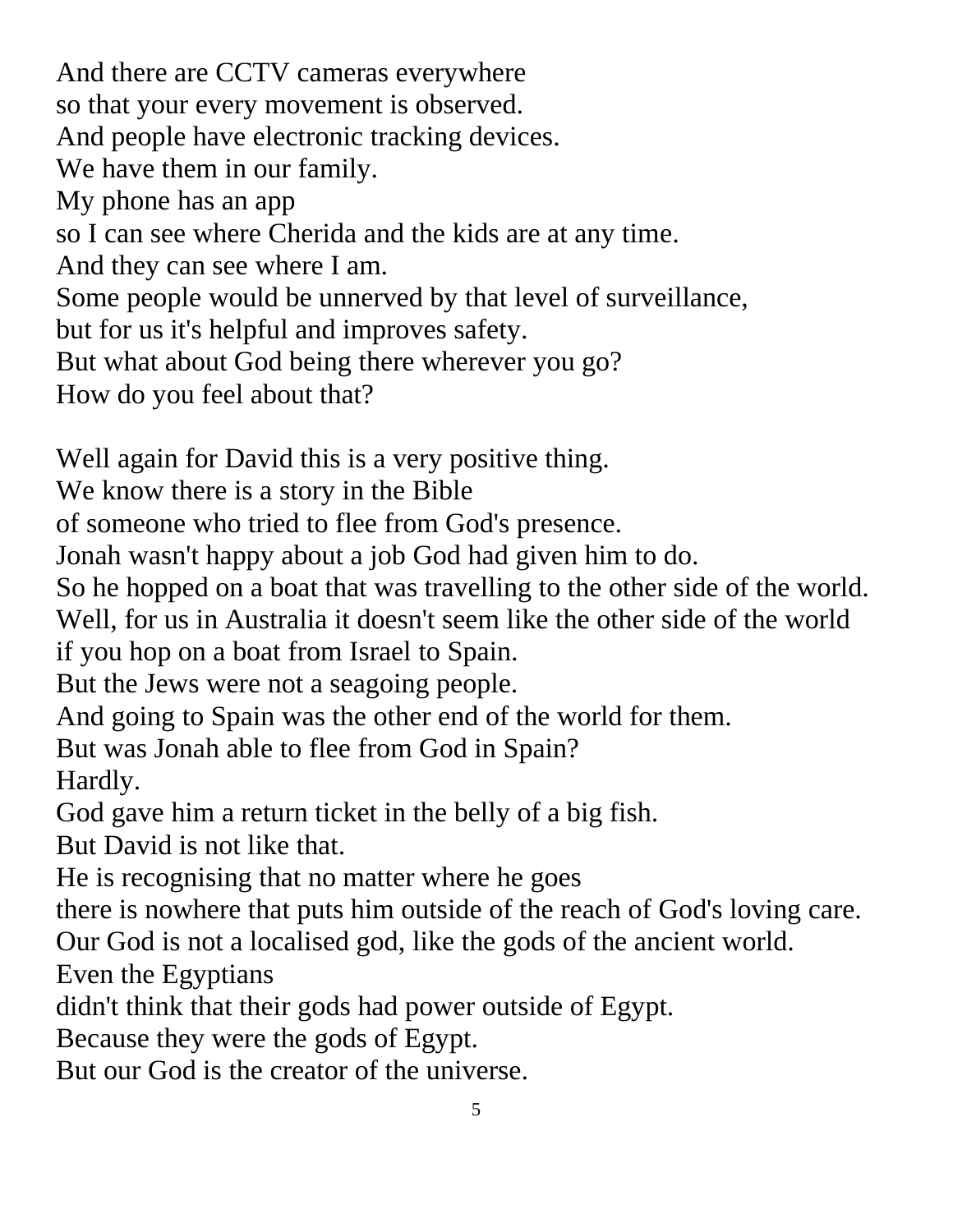And there are CCTV cameras everywhere
so that your every movement is observed.
And people have electronic tracking devices.
We have them in our family.
My phone has an app
so I can see where Cherida and the kids are at any time.
And they can see where I am.
Some people would be unnerved by that level of surveillance,
but for us it's helpful and improves safety.
But what about God being there wherever you go?
How do you feel about that?

Well again for David this is a very positive thing.
We know there is a story in the Bible
of someone who tried to flee from God's presence.
Jonah wasn't happy about a job God had given him to do.
So he hopped on a boat that was travelling to the other side of the world.
Well, for us in Australia it doesn't seem like the other side of the world
if you hop on a boat from Israel to Spain.
But the Jews were not a seagoing people.
And going to Spain was the other end of the world for them.
But was Jonah able to flee from God in Spain?
Hardly.
God gave him a return ticket in the belly of a big fish.
But David is not like that.
He is recognising that no matter where he goes
there is nowhere that puts him outside of the reach of God's loving care.
Our God is not a localised god, like the gods of the ancient world.
Even the Egyptians
didn't think that their gods had power outside of Egypt.
Because they were the gods of Egypt.
But our God is the creator of the universe.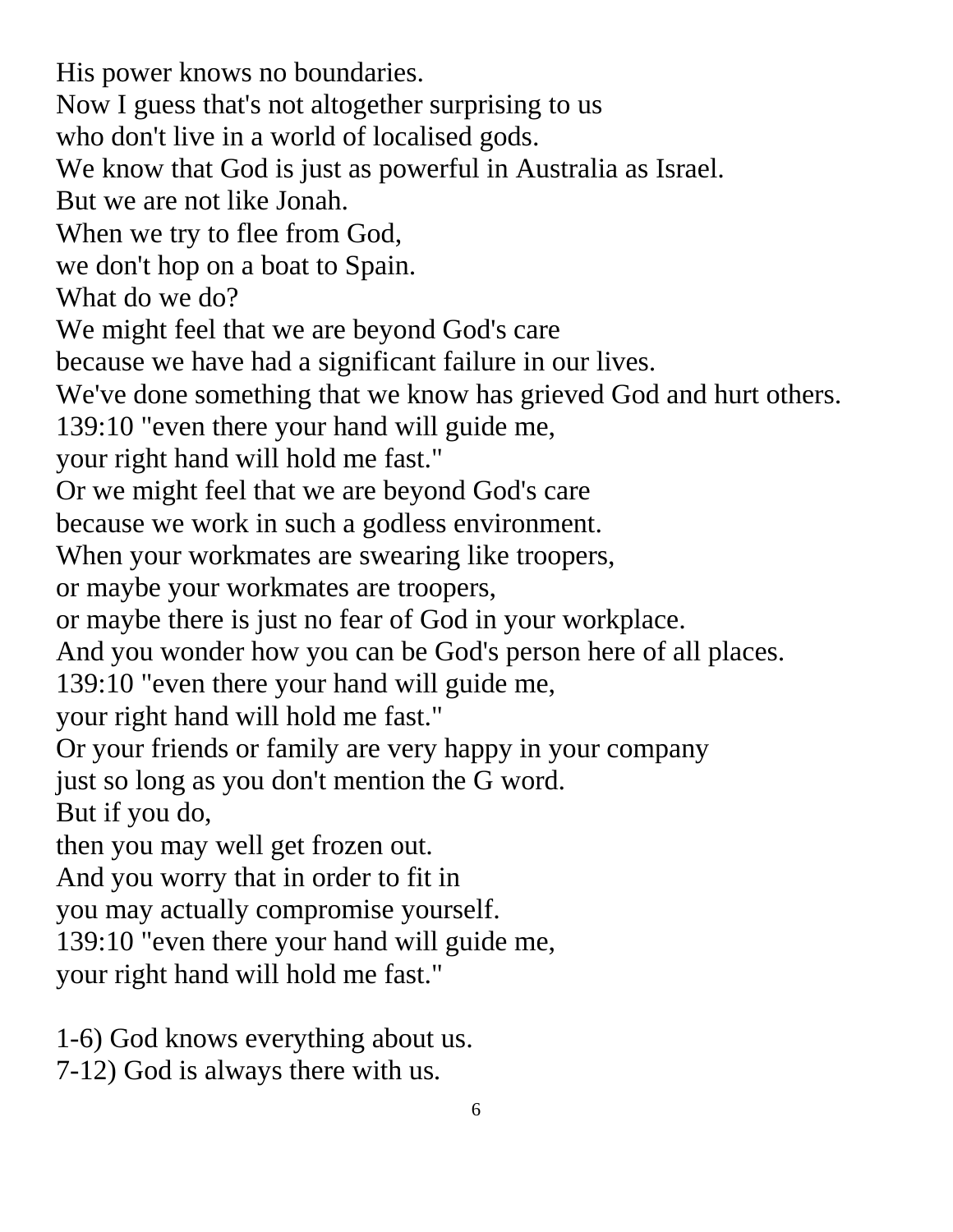His power knows no boundaries.
Now I guess that's not altogether surprising to us
who don't live in a world of localised gods.
We know that God is just as powerful in Australia as Israel.
But we are not like Jonah.
When we try to flee from God,
we don't hop on a boat to Spain.
What do we do?
We might feel that we are beyond God's care
because we have had a significant failure in our lives.
We've done something that we know has grieved God and hurt others.
139:10 "even there your hand will guide me,
your right hand will hold me fast."
Or we might feel that we are beyond God's care
because we work in such a godless environment.
When your workmates are swearing like troopers,
or maybe your workmates are troopers,
or maybe there is just no fear of God in your workplace.
And you wonder how you can be God's person here of all places.
139:10 "even there your hand will guide me,
your right hand will hold me fast."
Or your friends or family are very happy in your company
just so long as you don't mention the G word.
But if you do,
then you may well get frozen out.
And you worry that in order to fit in
you may actually compromise yourself.
139:10 "even there your hand will guide me,
your right hand will hold me fast."

1-6) God knows everything about us.
7-12) God is always there with us.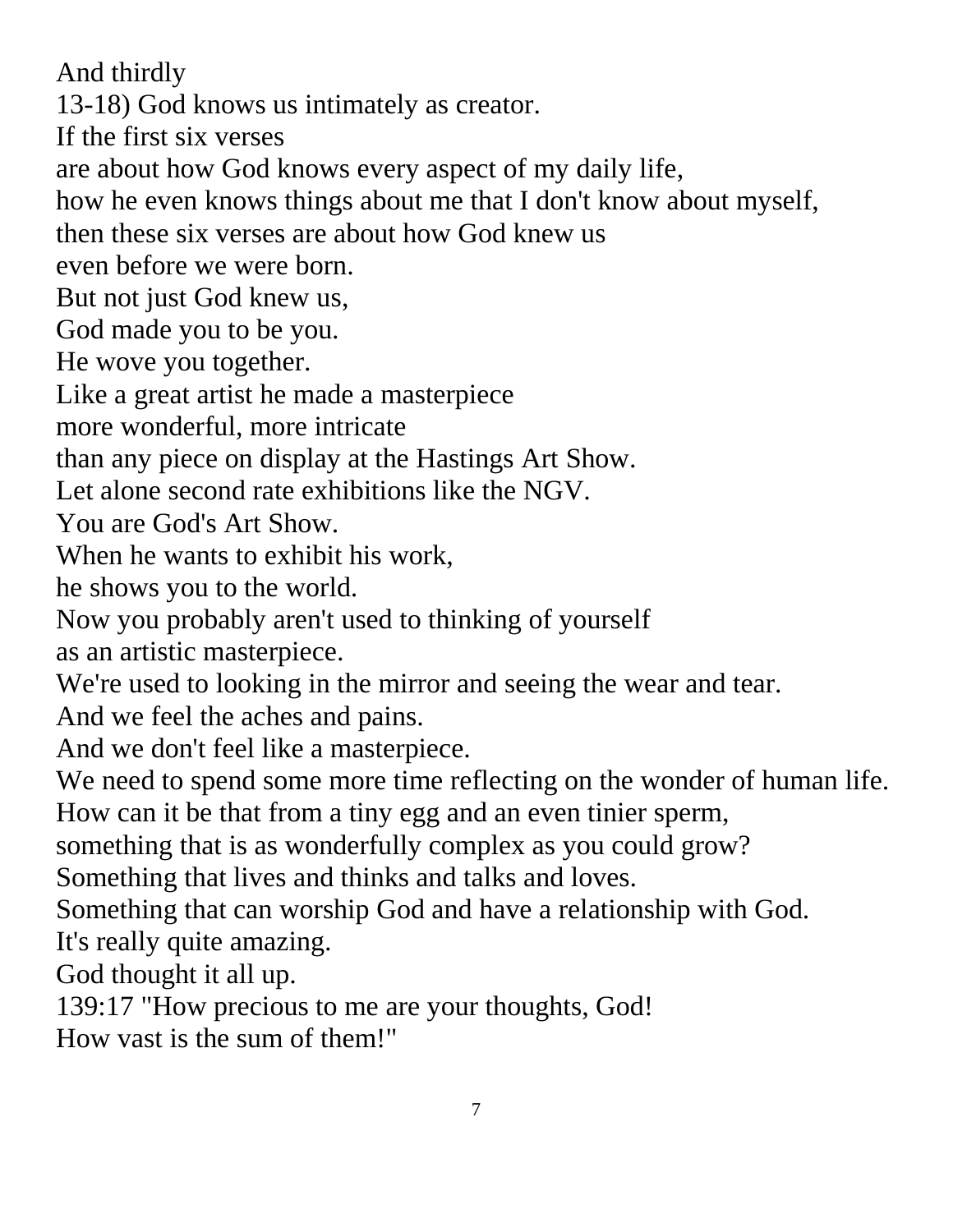And thirdly  
13-18) God knows us intimately as creator.  
If the first six verses  
are about how God knows every aspect of my daily life,  
how he even knows things about me that I don't know about myself,  
then these six verses are about how God knew us  
even before we were born.  
But not just God knew us,  
God made you to be you.  
He wove you together.  
Like a great artist he made a masterpiece  
more wonderful, more intricate  
than any piece on display at the Hastings Art Show.  
Let alone second rate exhibitions like the NGV.  
You are God's Art Show.  
When he wants to exhibit his work,  
he shows you to the world.  
Now you probably aren't used to thinking of yourself  
as an artistic masterpiece.  
We're used to looking in the mirror and seeing the wear and tear.  
And we feel the aches and pains.  
And we don't feel like a masterpiece.  
We need to spend some more time reflecting on the wonder of human life.  
How can it be that from a tiny egg and an even tinier sperm,  
something that is as wonderfully complex as you could grow?  
Something that lives and thinks and talks and loves.  
Something that can worship God and have a relationship with God.  
It's really quite amazing.  
God thought it all up.  
139:17 "How precious to me are your thoughts, God!  
How vast is the sum of them!"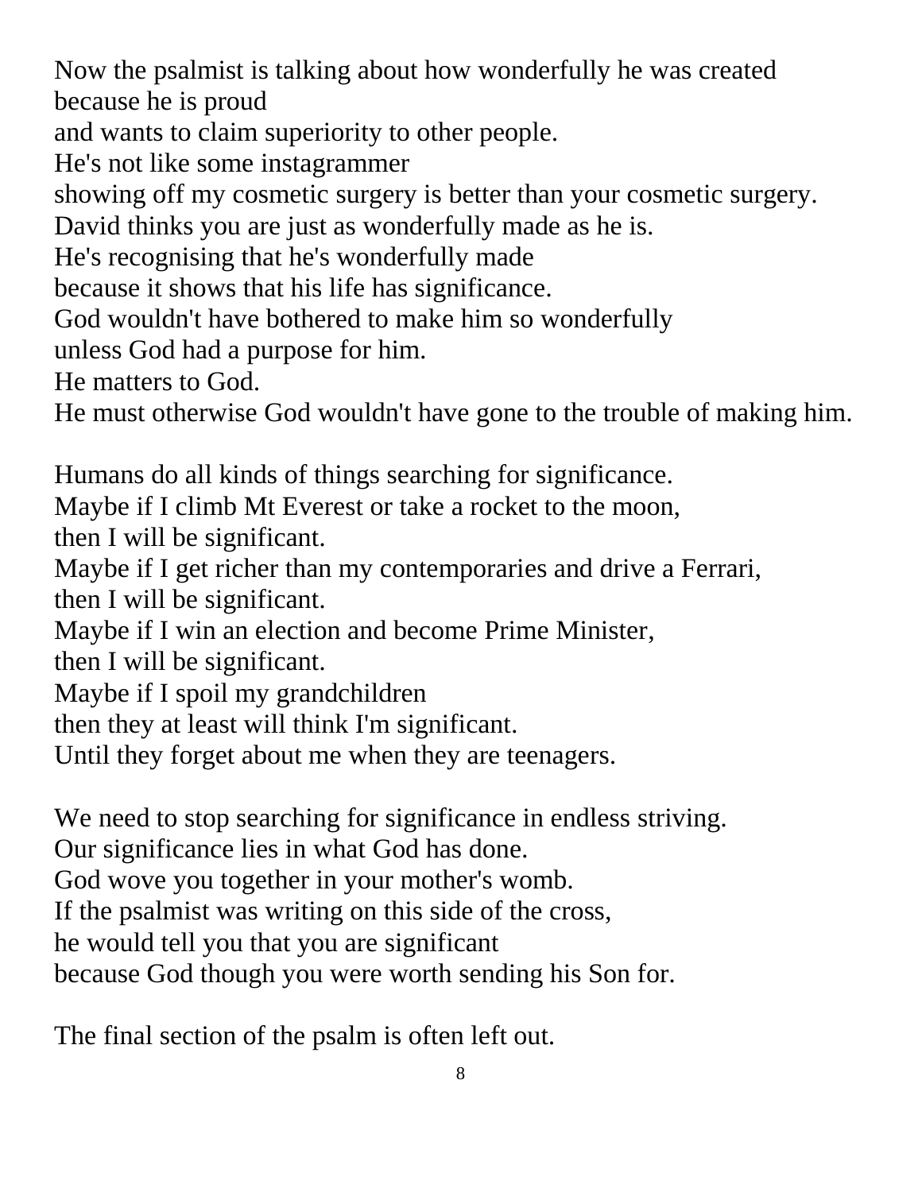Now the psalmist is talking about how wonderfully he was created because he is proud
and wants to claim superiority to other people.
He's not like some instagrammer
showing off my cosmetic surgery is better than your cosmetic surgery.
David thinks you are just as wonderfully made as he is.
He's recognising that he's wonderfully made
because it shows that his life has significance.
God wouldn't have bothered to make him so wonderfully
unless God had a purpose for him.
He matters to God.
He must otherwise God wouldn't have gone to the trouble of making him.

Humans do all kinds of things searching for significance.
Maybe if I climb Mt Everest or take a rocket to the moon,
then I will be significant.
Maybe if I get richer than my contemporaries and drive a Ferrari,
then I will be significant.
Maybe if I win an election and become Prime Minister,
then I will be significant.
Maybe if I spoil my grandchildren
then they at least will think I'm significant.
Until they forget about me when they are teenagers.

We need to stop searching for significance in endless striving.
Our significance lies in what God has done.
God wove you together in your mother's womb.
If the psalmist was writing on this side of the cross,
he would tell you that you are significant
because God though you were worth sending his Son for.

The final section of the psalm is often left out.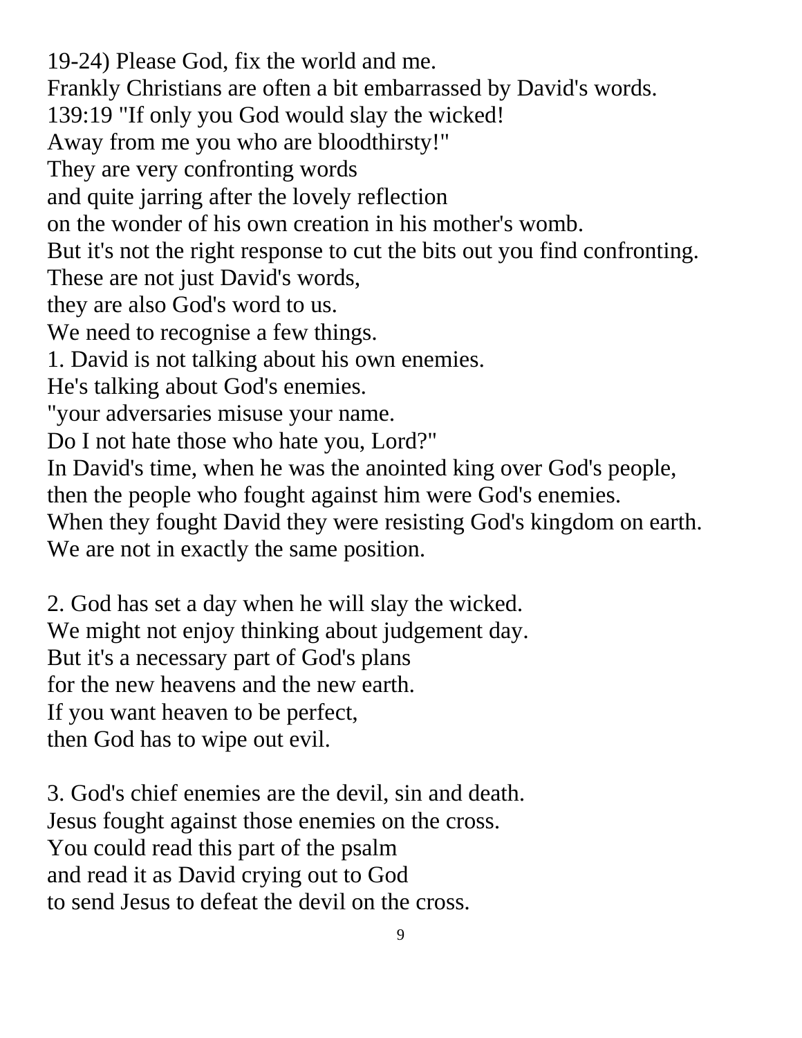19-24) Please God, fix the world and me.
Frankly Christians are often a bit embarrassed by David's words.
139:19 "If only you God would slay the wicked!
Away from me you who are bloodthirsty!"
They are very confronting words
and quite jarring after the lovely reflection
on the wonder of his own creation in his mother's womb.
But it's not the right response to cut the bits out you find confronting.
These are not just David's words,
they are also God's word to us.
We need to recognise a few things.
1. David is not talking about his own enemies.
He's talking about God's enemies.
"your adversaries misuse your name.
Do I not hate those who hate you, Lord?"
In David's time, when he was the anointed king over God's people,
then the people who fought against him were God's enemies.
When they fought David they were resisting God's kingdom on earth.
We are not in exactly the same position.

2. God has set a day when he will slay the wicked.
We might not enjoy thinking about judgement day.
But it's a necessary part of God's plans
for the new heavens and the new earth.
If you want heaven to be perfect,
then God has to wipe out evil.

3. God's chief enemies are the devil, sin and death.
Jesus fought against those enemies on the cross.
You could read this part of the psalm
and read it as David crying out to God
to send Jesus to defeat the devil on the cross.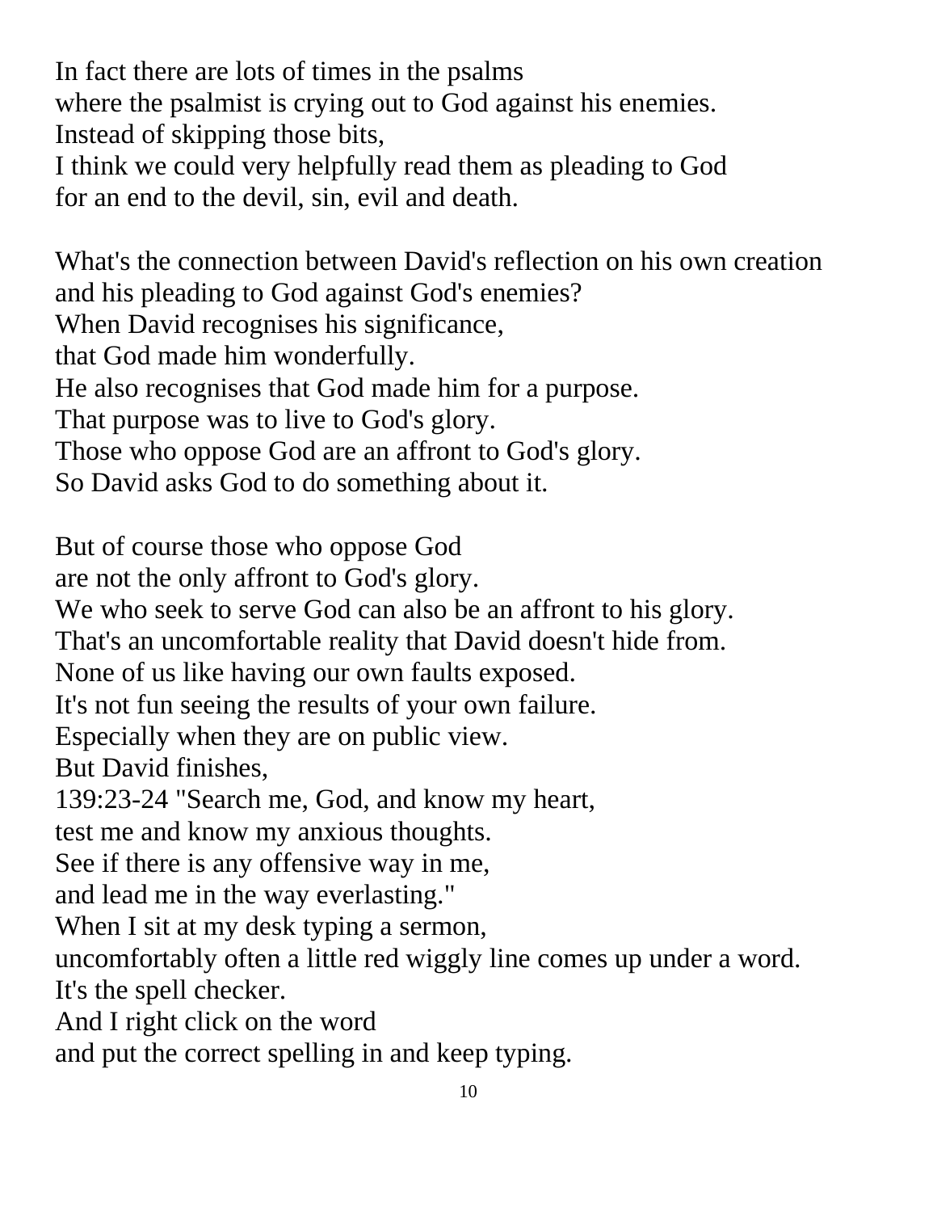In fact there are lots of times in the psalms
where the psalmist is crying out to God against his enemies.
Instead of skipping those bits,
I think we could very helpfully read them as pleading to God
for an end to the devil, sin, evil and death.

What's the connection between David's reflection on his own creation
and his pleading to God against God's enemies?
When David recognises his significance,
that God made him wonderfully.
He also recognises that God made him for a purpose.
That purpose was to live to God's glory.
Those who oppose God are an affront to God's glory.
So David asks God to do something about it.

But of course those who oppose God
are not the only affront to God's glory.
We who seek to serve God can also be an affront to his glory.
That's an uncomfortable reality that David doesn't hide from.
None of us like having our own faults exposed.
It's not fun seeing the results of your own failure.
Especially when they are on public view.
But David finishes,
139:23-24 "Search me, God, and know my heart,
test me and know my anxious thoughts.
See if there is any offensive way in me,
and lead me in the way everlasting."
When I sit at my desk typing a sermon,
uncomfortably often a little red wiggly line comes up under a word.
It's the spell checker.
And I right click on the word
and put the correct spelling in and keep typing.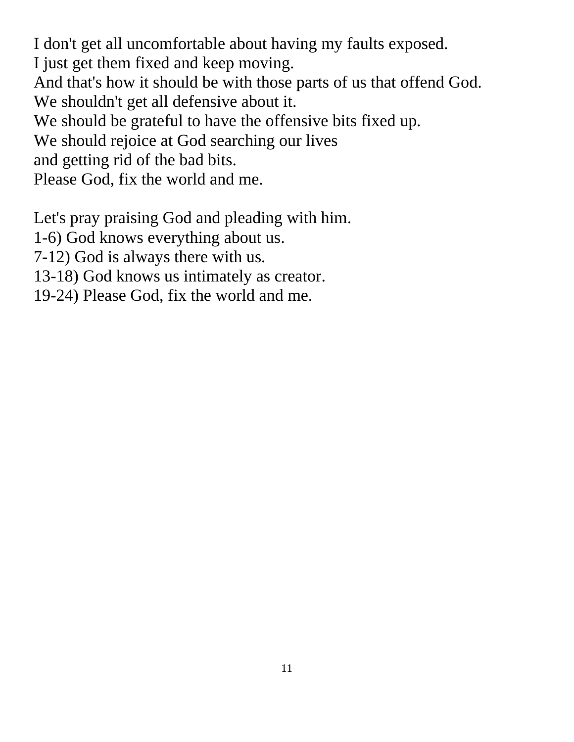I don't get all uncomfortable about having my faults exposed.
I just get them fixed and keep moving.
And that's how it should be with those parts of us that offend God.
We shouldn't get all defensive about it.
We should be grateful to have the offensive bits fixed up.
We should rejoice at God searching our lives
and getting rid of the bad bits.
Please God, fix the world and me.

Let's pray praising God and pleading with him.
1-6) God knows everything about us.
7-12) God is always there with us.
13-18) God knows us intimately as creator.
19-24) Please God, fix the world and me.